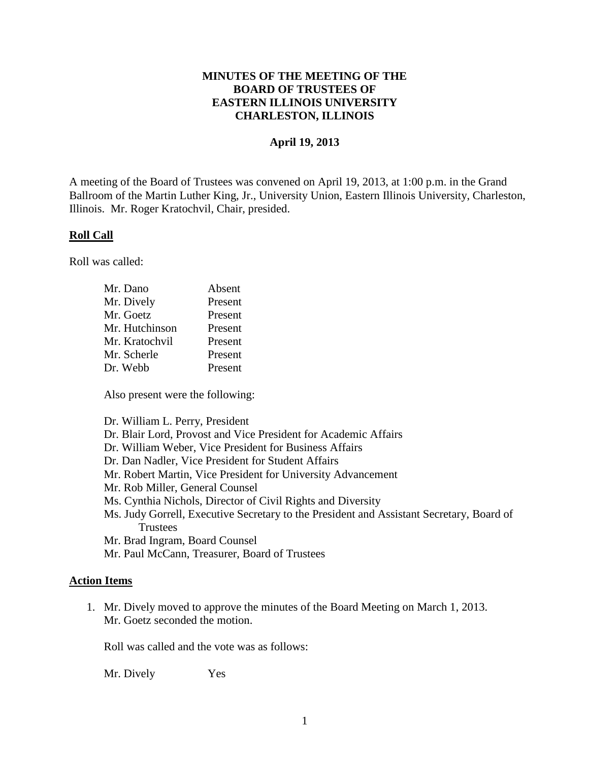**MINUTES OF THE MEETING OF THE BOARD OF TRUSTEES OF EASTERN ILLINOIS UNIVERSITY CHARLESTON, ILLINOIS**

**April 19, 2013**

A meeting of the Board of Trustees was convened on April 19, 2013, at 1:00 p.m. in the Grand Ballroom of the Martin Luther King, Jr., University Union, Eastern Illinois University, Charleston, Illinois. Mr. Roger Kratochvil, Chair, presided.

**Roll Call**

Roll was called:

| | |
|---|---|
| Mr. Dano | Absent |
| Mr. Dively | Present |
| Mr. Goetz | Present |
| Mr. Hutchinson | Present |
| Mr. Kratochvil | Present |
| Mr. Scherle | Present |
| Dr. Webb | Present |

Also present were the following:

Dr. William L. Perry, President
Dr. Blair Lord, Provost and Vice President for Academic Affairs
Dr. William Weber, Vice President for Business Affairs
Dr. Dan Nadler, Vice President for Student Affairs
Mr. Robert Martin, Vice President for University Advancement
Mr. Rob Miller, General Counsel
Ms. Cynthia Nichols, Director of Civil Rights and Diversity
Ms. Judy Gorrell, Executive Secretary to the President and Assistant Secretary, Board of Trustees
Mr. Brad Ingram, Board Counsel
Mr. Paul McCann, Treasurer, Board of Trustees

**Action Items**

1. Mr. Dively moved to approve the minutes of the Board Meeting on March 1, 2013. Mr. Goetz seconded the motion.

   Roll was called and the vote was as follows:

   Mr. Dively Yes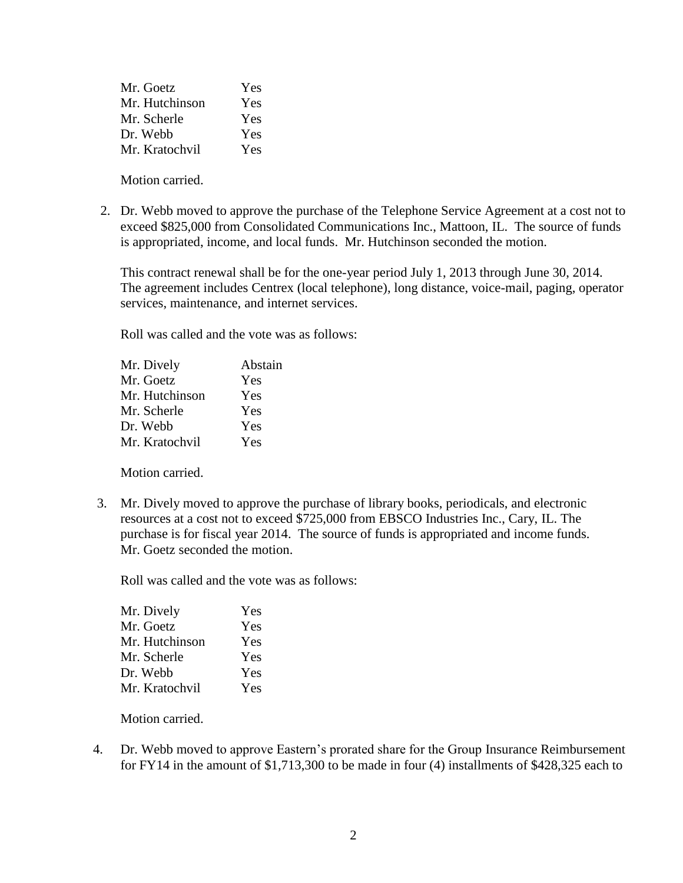| | |
|---|---|
| Mr. Goetz | Yes |
| Mr. Hutchinson | Yes |
| Mr. Scherle | Yes |
| Dr. Webb | Yes |
| Mr. Kratochvil | Yes |

Motion carried.

2. Dr. Webb moved to approve the purchase of the Telephone Service Agreement at a cost not to exceed $825,000 from Consolidated Communications Inc., Mattoon, IL. The source of funds is appropriated, income, and local funds. Mr. Hutchinson seconded the motion.

   This contract renewal shall be for the one-year period July 1, 2013 through June 30, 2014. The agreement includes Centrex (local telephone), long distance, voice-mail, paging, operator services, maintenance, and internet services.

   Roll was called and the vote was as follows:

   | | |
   |---|---|
   | Mr. Dively | Abstain |
   | Mr. Goetz | Yes |
   | Mr. Hutchinson | Yes |
   | Mr. Scherle | Yes |
   | Dr. Webb | Yes |
   | Mr. Kratochvil | Yes |

   Motion carried.

3. Mr. Dively moved to approve the purchase of library books, periodicals, and electronic resources at a cost not to exceed $725,000 from EBSCO Industries Inc., Cary, IL. The purchase is for fiscal year 2014. The source of funds is appropriated and income funds. Mr. Goetz seconded the motion.

   Roll was called and the vote was as follows:

   | | |
   |---|---|
   | Mr. Dively | Yes |
   | Mr. Goetz | Yes |
   | Mr. Hutchinson | Yes |
   | Mr. Scherle | Yes |
   | Dr. Webb | Yes |
   | Mr. Kratochvil | Yes |

   Motion carried.

4. Dr. Webb moved to approve Eastern's prorated share for the Group Insurance Reimbursement for FY14 in the amount of $1,713,300 to be made in four (4) installments of $428,325 each to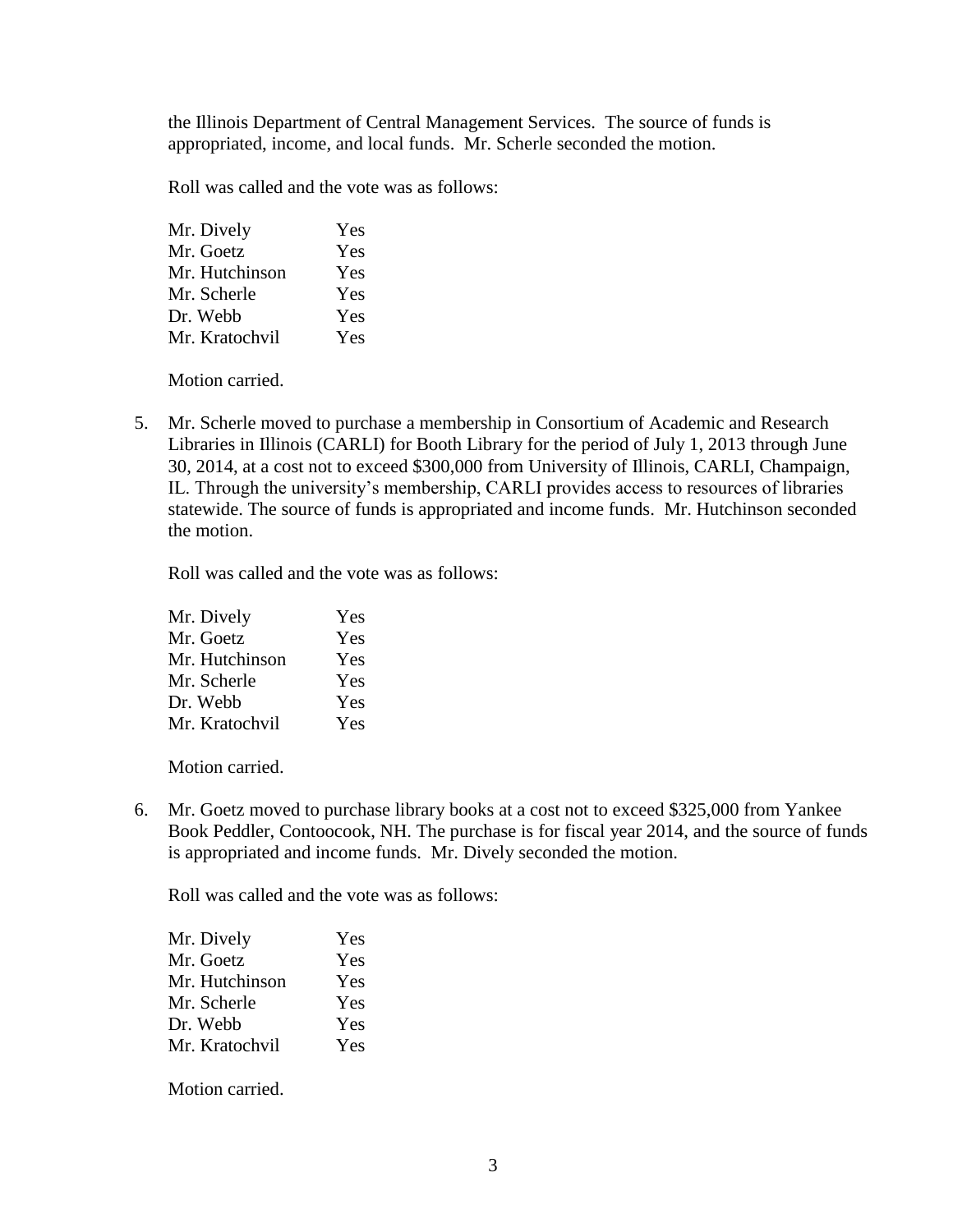the Illinois Department of Central Management Services. The source of funds is appropriated, income, and local funds. Mr. Scherle seconded the motion.

Roll was called and the vote was as follows:

| | |
|---|---|
| Mr. Dively | Yes |
| Mr. Goetz | Yes |
| Mr. Hutchinson | Yes |
| Mr. Scherle | Yes |
| Dr. Webb | Yes |
| Mr. Kratochvil | Yes |

Motion carried.

5. Mr. Scherle moved to purchase a membership in Consortium of Academic and Research Libraries in Illinois (CARLI) for Booth Library for the period of July 1, 2013 through June 30, 2014, at a cost not to exceed $300,000 from University of Illinois, CARLI, Champaign, IL. Through the university's membership, CARLI provides access to resources of libraries statewide. The source of funds is appropriated and income funds. Mr. Hutchinson seconded the motion.

   Roll was called and the vote was as follows:

   | | |
   |---|---|
   | Mr. Dively | Yes |
   | Mr. Goetz | Yes |
   | Mr. Hutchinson | Yes |
   | Mr. Scherle | Yes |
   | Dr. Webb | Yes |
   | Mr. Kratochvil | Yes |

   Motion carried.

6. Mr. Goetz moved to purchase library books at a cost not to exceed $325,000 from Yankee Book Peddler, Contoocook, NH. The purchase is for fiscal year 2014, and the source of funds is appropriated and income funds. Mr. Dively seconded the motion.

   Roll was called and the vote was as follows:

   | | |
   |---|---|
   | Mr. Dively | Yes |
   | Mr. Goetz | Yes |
   | Mr. Hutchinson | Yes |
   | Mr. Scherle | Yes |
   | Dr. Webb | Yes |
   | Mr. Kratochvil | Yes |

   Motion carried.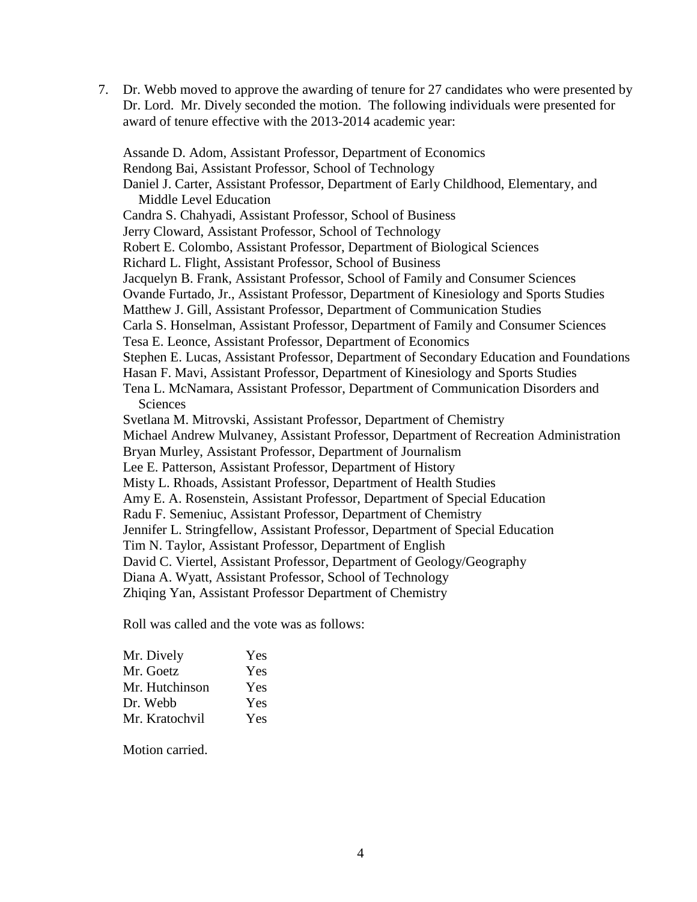7. Dr. Webb moved to approve the awarding of tenure for 27 candidates who were presented by Dr. Lord. Mr. Dively seconded the motion. The following individuals were presented for award of tenure effective with the 2013-2014 academic year:

   Assande D. Adom, Assistant Professor, Department of Economics
   Rendong Bai, Assistant Professor, School of Technology
   Daniel J. Carter, Assistant Professor, Department of Early Childhood, Elementary, and Middle Level Education
   Candra S. Chahyadi, Assistant Professor, School of Business
   Jerry Cloward, Assistant Professor, School of Technology
   Robert E. Colombo, Assistant Professor, Department of Biological Sciences
   Richard L. Flight, Assistant Professor, School of Business
   Jacquelyn B. Frank, Assistant Professor, School of Family and Consumer Sciences
   Ovande Furtado, Jr., Assistant Professor, Department of Kinesiology and Sports Studies
   Matthew J. Gill, Assistant Professor, Department of Communication Studies
   Carla S. Honselman, Assistant Professor, Department of Family and Consumer Sciences
   Tesa E. Leonce, Assistant Professor, Department of Economics
   Stephen E. Lucas, Assistant Professor, Department of Secondary Education and Foundations
   Hasan F. Mavi, Assistant Professor, Department of Kinesiology and Sports Studies
   Tena L. McNamara, Assistant Professor, Department of Communication Disorders and Sciences
   Svetlana M. Mitrovski, Assistant Professor, Department of Chemistry
   Michael Andrew Mulvaney, Assistant Professor, Department of Recreation Administration
   Bryan Murley, Assistant Professor, Department of Journalism
   Lee E. Patterson, Assistant Professor, Department of History
   Misty L. Rhoads, Assistant Professor, Department of Health Studies
   Amy E. A. Rosenstein, Assistant Professor, Department of Special Education
   Radu F. Semeniuc, Assistant Professor, Department of Chemistry
   Jennifer L. Stringfellow, Assistant Professor, Department of Special Education
   Tim N. Taylor, Assistant Professor, Department of English
   David C. Viertel, Assistant Professor, Department of Geology/Geography
   Diana A. Wyatt, Assistant Professor, School of Technology
   Zhiqing Yan, Assistant Professor Department of Chemistry

   Roll was called and the vote was as follows:

   | | |
   |---|---|
   | Mr. Dively | Yes |
   | Mr. Goetz | Yes |
   | Mr. Hutchinson | Yes |
   | Dr. Webb | Yes |
   | Mr. Kratochvil | Yes |

   Motion carried.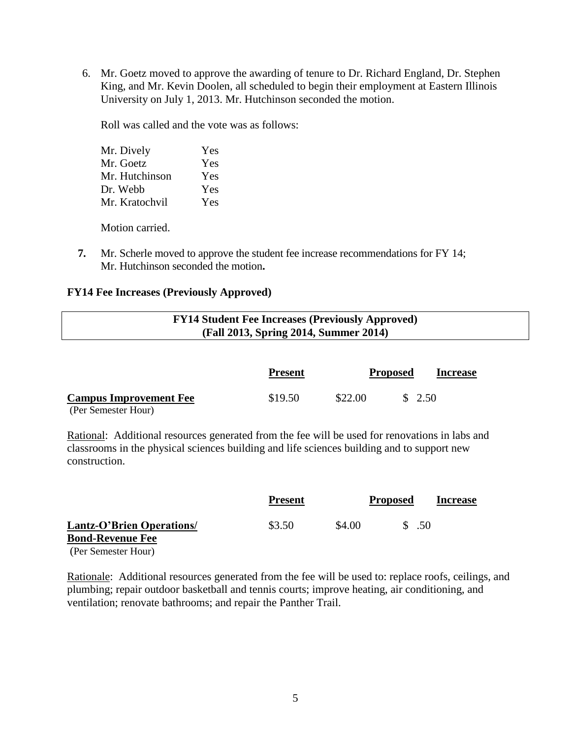6. Mr. Goetz moved to approve the awarding of tenure to Dr. Richard England, Dr. Stephen King, and Mr. Kevin Doolen, all scheduled to begin their employment at Eastern Illinois University on July 1, 2013. Mr. Hutchinson seconded the motion.

   Roll was called and the vote was as follows:

   | | |
   |---|---|
   | Mr. Dively | Yes |
   | Mr. Goetz | Yes |
   | Mr. Hutchinson | Yes |
   | Dr. Webb | Yes |
   | Mr. Kratochvil | Yes |

   Motion carried.

7. Mr. Scherle moved to approve the student fee increase recommendations for FY 14; Mr. Hutchinson seconded the motion**.**

**FY14 Fee Increases (Previously Approved)**

**FY14 Student Fee Increases (Previously Approved)**
**(Fall 2013, Spring 2014, Summer 2014)**

| | Present | Proposed | Increase |
|---|---|---|---|
| **Campus Improvement Fee** (Per Semester Hour) | $19.50 | $22.00 | $ 2.50 |

Rational: Additional resources generated from the fee will be used for renovations in labs and classrooms in the physical sciences building and life sciences building and to support new construction.

| | Present | Proposed | Increase |
|---|---|---|---|
| **Lantz-O'Brien Operations/ Bond-Revenue Fee** (Per Semester Hour) | $3.50 | $4.00 | $ .50 |

Rationale: Additional resources generated from the fee will be used to: replace roofs, ceilings, and plumbing; repair outdoor basketball and tennis courts; improve heating, air conditioning, and ventilation; renovate bathrooms; and repair the Panther Trail.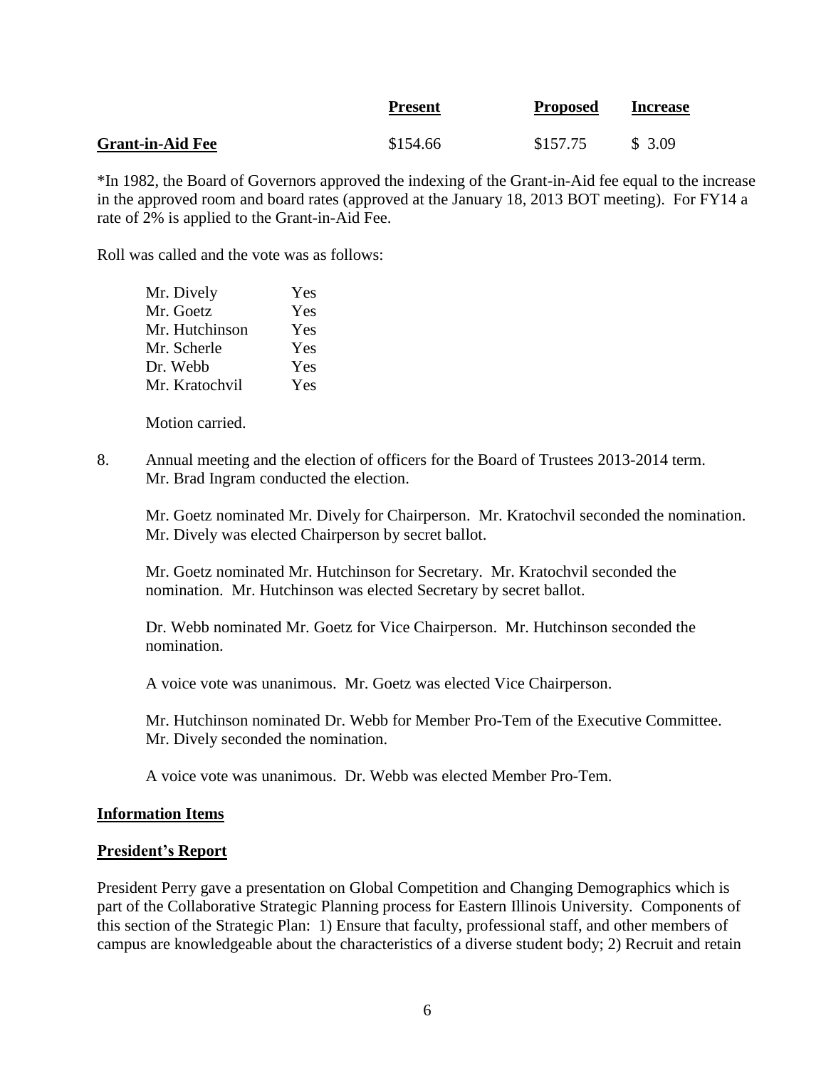| | **Present** | **Proposed** | **Increase** |
|---|---|---|---|
| **Grant-in-Aid Fee** | $154.66 | $157.75 | $ 3.09 |

*In 1982, the Board of Governors approved the indexing of the Grant-in-Aid fee equal to the increase in the approved room and board rates (approved at the January 18, 2013 BOT meeting). For FY14 a rate of 2% is applied to the Grant-in-Aid Fee.

Roll was called and the vote was as follows:

| | |
|---|---|
| Mr. Dively | Yes |
| Mr. Goetz | Yes |
| Mr. Hutchinson | Yes |
| Mr. Scherle | Yes |
| Dr. Webb | Yes |
| Mr. Kratochvil | Yes |

Motion carried.

8. Annual meeting and the election of officers for the Board of Trustees 2013-2014 term. Mr. Brad Ingram conducted the election.

   Mr. Goetz nominated Mr. Dively for Chairperson. Mr. Kratochvil seconded the nomination. Mr. Dively was elected Chairperson by secret ballot.

   Mr. Goetz nominated Mr. Hutchinson for Secretary. Mr. Kratochvil seconded the nomination. Mr. Hutchinson was elected Secretary by secret ballot.

   Dr. Webb nominated Mr. Goetz for Vice Chairperson. Mr. Hutchinson seconded the nomination.

   A voice vote was unanimous. Mr. Goetz was elected Vice Chairperson.

   Mr. Hutchinson nominated Dr. Webb for Member Pro-Tem of the Executive Committee. Mr. Dively seconded the nomination.

   A voice vote was unanimous. Dr. Webb was elected Member Pro-Tem.

**Information Items**

**President's Report**

President Perry gave a presentation on Global Competition and Changing Demographics which is part of the Collaborative Strategic Planning process for Eastern Illinois University. Components of this section of the Strategic Plan: 1) Ensure that faculty, professional staff, and other members of campus are knowledgeable about the characteristics of a diverse student body; 2) Recruit and retain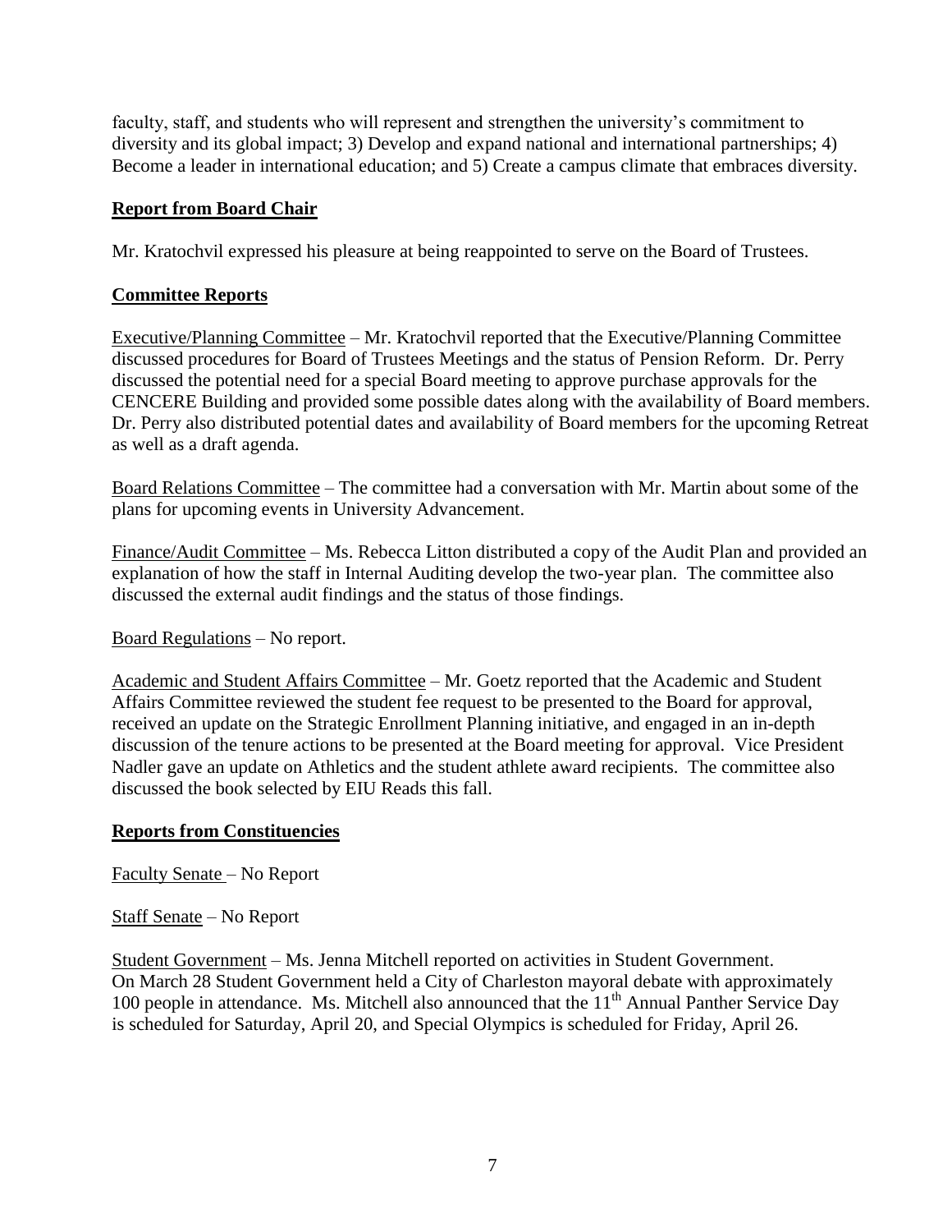faculty, staff, and students who will represent and strengthen the university's commitment to diversity and its global impact; 3) Develop and expand national and international partnerships; 4) Become a leader in international education; and 5) Create a campus climate that embraces diversity.

## Report from Board Chair

Mr. Kratochvil expressed his pleasure at being reappointed to serve on the Board of Trustees.

## Committee Reports

Executive/Planning Committee – Mr. Kratochvil reported that the Executive/Planning Committee discussed procedures for Board of Trustees Meetings and the status of Pension Reform. Dr. Perry discussed the potential need for a special Board meeting to approve purchase approvals for the CENCERE Building and provided some possible dates along with the availability of Board members. Dr. Perry also distributed potential dates and availability of Board members for the upcoming Retreat as well as a draft agenda.

Board Relations Committee – The committee had a conversation with Mr. Martin about some of the plans for upcoming events in University Advancement.

Finance/Audit Committee – Ms. Rebecca Litton distributed a copy of the Audit Plan and provided an explanation of how the staff in Internal Auditing develop the two-year plan. The committee also discussed the external audit findings and the status of those findings.

Board Regulations – No report.

Academic and Student Affairs Committee – Mr. Goetz reported that the Academic and Student Affairs Committee reviewed the student fee request to be presented to the Board for approval, received an update on the Strategic Enrollment Planning initiative, and engaged in an in-depth discussion of the tenure actions to be presented at the Board meeting for approval. Vice President Nadler gave an update on Athletics and the student athlete award recipients. The committee also discussed the book selected by EIU Reads this fall.

## Reports from Constituencies

Faculty Senate – No Report

Staff Senate – No Report

Student Government – Ms. Jenna Mitchell reported on activities in Student Government. On March 28 Student Government held a City of Charleston mayoral debate with approximately 100 people in attendance. Ms. Mitchell also announced that the 11th Annual Panther Service Day is scheduled for Saturday, April 20, and Special Olympics is scheduled for Friday, April 26.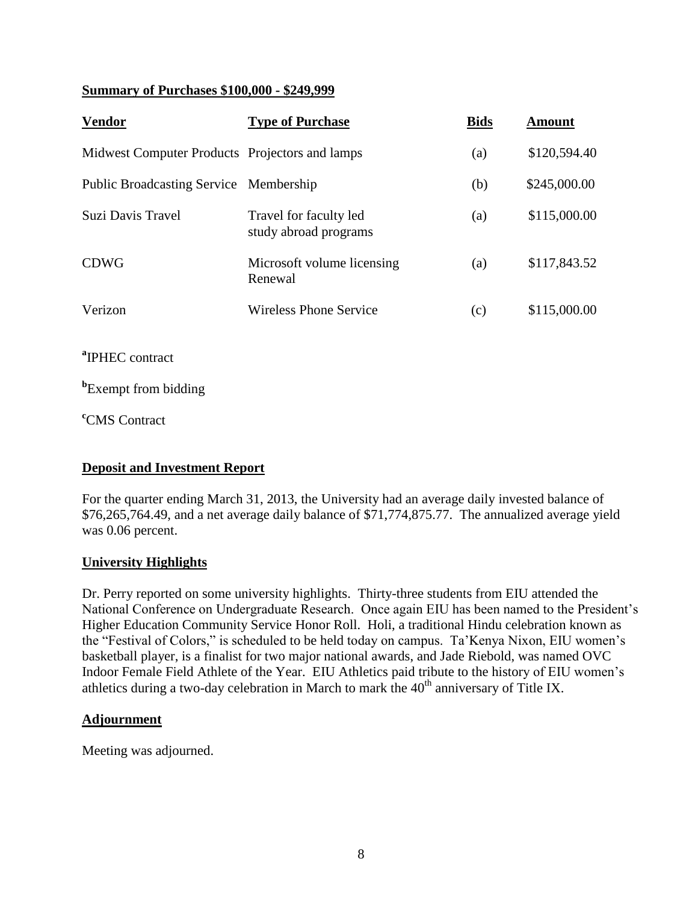**Summary of Purchases $100,000 - $249,999**

| Vendor | Type of Purchase | Bids | Amount |
|---|---|---|---|
| Midwest Computer Products | Projectors and lamps | (a) | $120,594.40 |
| Public Broadcasting Service | Membership | (b) | $245,000.00 |
| Suzi Davis Travel | Travel for faculty led study abroad programs | (a) | $115,000.00 |
| CDWG | Microsoft volume licensing Renewal | (a) | $117,843.52 |
| Verizon | Wireless Phone Service | (c) | $115,000.00 |

[a]IPHEC contract

[b]Exempt from bidding

[c]CMS Contract

**Deposit and Investment Report**

For the quarter ending March 31, 2013, the University had an average daily invested balance of $76,265,764.49, and a net average daily balance of $71,774,875.77. The annualized average yield was 0.06 percent.

**University Highlights**

Dr. Perry reported on some university highlights. Thirty-three students from EIU attended the National Conference on Undergraduate Research. Once again EIU has been named to the President's Higher Education Community Service Honor Roll. Holi, a traditional Hindu celebration known as the "Festival of Colors," is scheduled to be held today on campus. Ta'Kenya Nixon, EIU women's basketball player, is a finalist for two major national awards, and Jade Riebold, was named OVC Indoor Female Field Athlete of the Year. EIU Athletics paid tribute to the history of EIU women's athletics during a two-day celebration in March to mark the 40th anniversary of Title IX.

**Adjournment**

Meeting was adjourned.